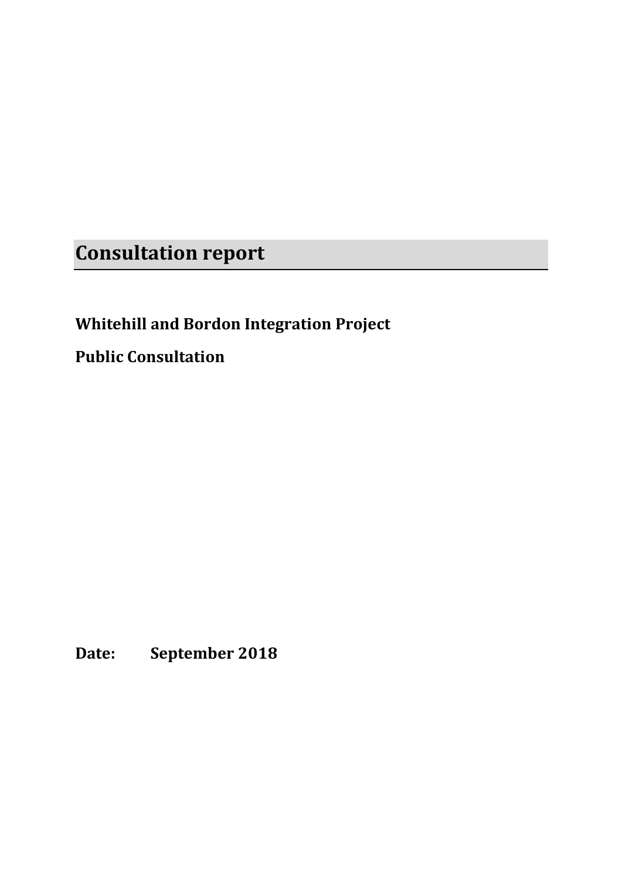# Consultation report

**Whitehill and Bordon Integration Project**

**Public Consultation**

**Date: September 2018**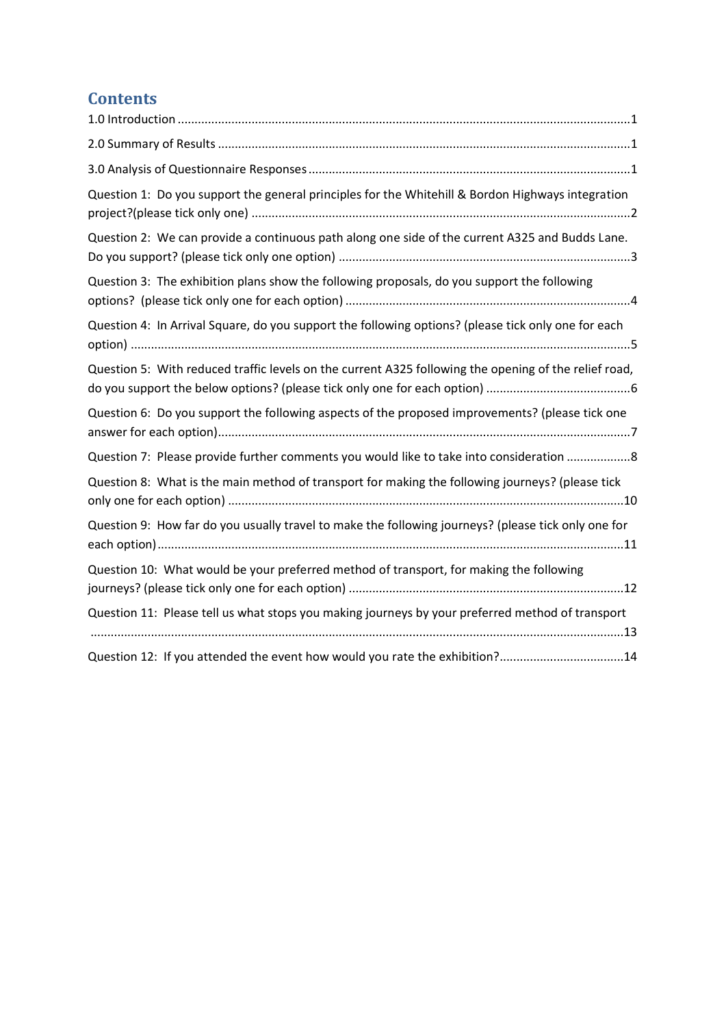## Contents

1.0 Introduction ....................................................................................................................................1

2.0 Summary of Results .........................................................................................................................1

3.0 Analysis of Questionnaire Responses ..............................................................................................1

Question 1: Do you support the general principles for the Whitehill & Bordon Highways integration project?(please tick only one) ...............................................................................................................2

Question 2: We can provide a continuous path along one side of the current A325 and Budds Lane. Do you support? (please tick only one option) .....................................................................................3

Question 3: The exhibition plans show the following proposals, do you support the following options? (please tick only one for each option) ...................................................................................4

Question 4: In Arrival Square, do you support the following options? (please tick only one for each option) ..................................................................................................................................................5

Question 5: With reduced traffic levels on the current A325 following the opening of the relief road, do you support the below options? (please tick only one for each option) ..........................................6

Question 6: Do you support the following aspects of the proposed improvements? (please tick one answer for each option)........................................................................................................................7

Question 7: Please provide further comments you would like to take into consideration ..................8

Question 8: What is the main method of transport for making the following journeys? (please tick only one for each option) ....................................................................................................................10

Question 9: How far do you usually travel to make the following journeys? (please tick only one for each option)........................................................................................................................................11

Question 10: What would be your preferred method of transport, for making the following journeys? (please tick only one for each option) .................................................................................12

Question 11: Please tell us what stops you making journeys by your preferred method of transport ............................................................................................................................................................13

Question 12: If you attended the event how would you rate the exhibition?....................................14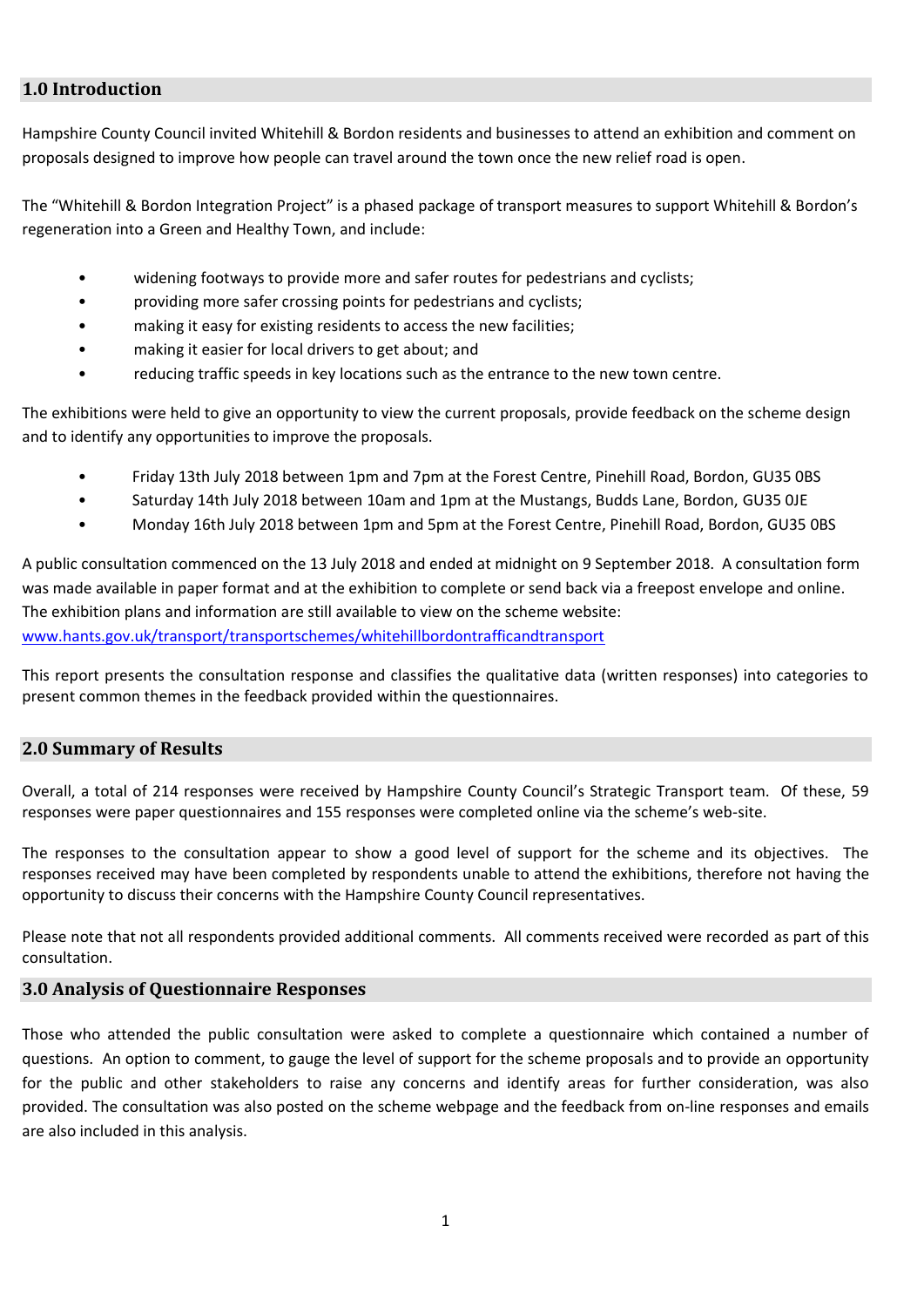## 1.0 Introduction

Hampshire County Council invited Whitehill & Bordon residents and businesses to attend an exhibition and comment on proposals designed to improve how people can travel around the town once the new relief road is open.

The "Whitehill & Bordon Integration Project" is a phased package of transport measures to support Whitehill & Bordon's regeneration into a Green and Healthy Town, and include:

- widening footways to provide more and safer routes for pedestrians and cyclists;
- providing more safer crossing points for pedestrians and cyclists;
- making it easy for existing residents to access the new facilities;
- making it easier for local drivers to get about; and
- reducing traffic speeds in key locations such as the entrance to the new town centre.

The exhibitions were held to give an opportunity to view the current proposals, provide feedback on the scheme design and to identify any opportunities to improve the proposals.

- Friday 13th July 2018 between 1pm and 7pm at the Forest Centre, Pinehill Road, Bordon, GU35 0BS
- Saturday 14th July 2018 between 10am and 1pm at the Mustangs, Budds Lane, Bordon, GU35 0JE
- Monday 16th July 2018 between 1pm and 5pm at the Forest Centre, Pinehill Road, Bordon, GU35 0BS

A public consultation commenced on the 13 July 2018 and ended at midnight on 9 September 2018. A consultation form was made available in paper format and at the exhibition to complete or send back via a freepost envelope and online. The exhibition plans and information are still available to view on the scheme website:
www.hants.gov.uk/transport/transportschemes/whitehillbordontrafficandtransport

This report presents the consultation response and classifies the qualitative data (written responses) into categories to present common themes in the feedback provided within the questionnaires.

## 2.0 Summary of Results

Overall, a total of 214 responses were received by Hampshire County Council's Strategic Transport team. Of these, 59 responses were paper questionnaires and 155 responses were completed online via the scheme's web-site.

The responses to the consultation appear to show a good level of support for the scheme and its objectives. The responses received may have been completed by respondents unable to attend the exhibitions, therefore not having the opportunity to discuss their concerns with the Hampshire County Council representatives.

Please note that not all respondents provided additional comments. All comments received were recorded as part of this consultation.

## 3.0 Analysis of Questionnaire Responses

Those who attended the public consultation were asked to complete a questionnaire which contained a number of questions. An option to comment, to gauge the level of support for the scheme proposals and to provide an opportunity for the public and other stakeholders to raise any concerns and identify areas for further consideration, was also provided. The consultation was also posted on the scheme webpage and the feedback from on-line responses and emails are also included in this analysis.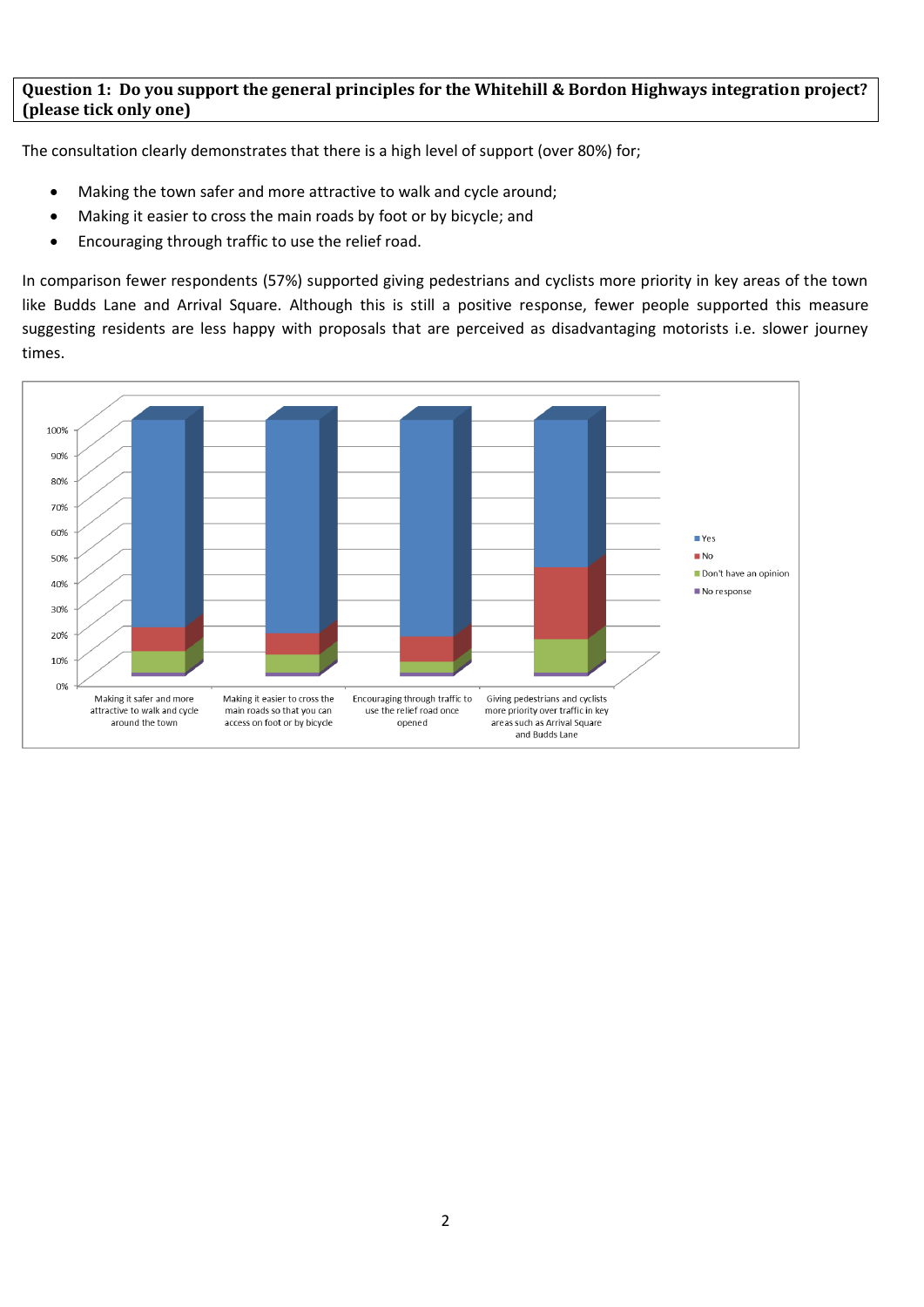**Question 1: Do you support the general principles for the Whitehill & Bordon Highways integration project? (please tick only one)**

The consultation clearly demonstrates that there is a high level of support (over 80%) for;

- Making the town safer and more attractive to walk and cycle around;
- Making it easier to cross the main roads by foot or by bicycle; and
- Encouraging through traffic to use the relief road.

In comparison fewer respondents (57%) supported giving pedestrians and cyclists more priority in key areas of the town like Budds Lane and Arrival Square. Although this is still a positive response, fewer people supported this measure suggesting residents are less happy with proposals that are perceived as disadvantaging motorists i.e. slower journey times.

100%
90%
80%
70%
60%
50%
40%
30%
20%
10%
0%

Making it safer and more attractive to walk and cycle around the town

Making it easier to cross the main roads so that you can access on foot or by bicycle

Encouraging through traffic to use the relief road once opened

Giving pedestrians and cyclists more priority over traffic in key areas such as Arrival Square and Budds Lane

- Yes
- No
- Don't have an opinion
- No response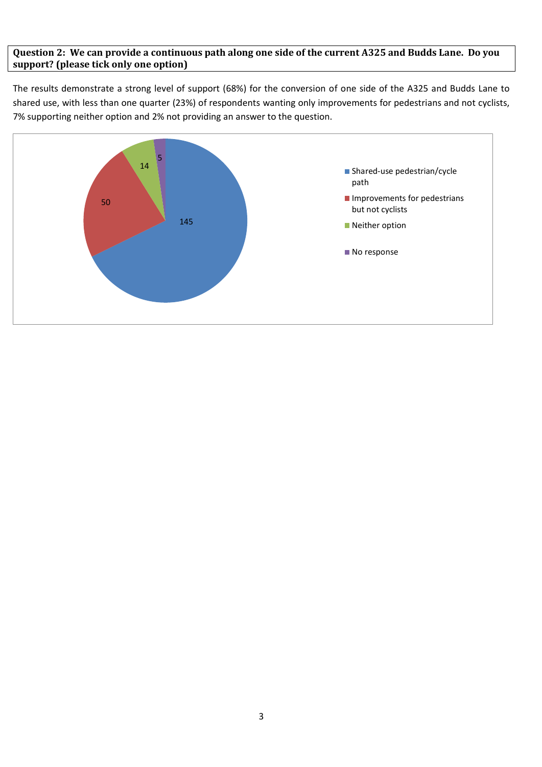**Question 2: We can provide a continuous path along one side of the current A325 and Budds Lane. Do you support? (please tick only one option)**

The results demonstrate a strong level of support (68%) for the conversion of one side of the A325 and Budds Lane to shared use, with less than one quarter (23%) of respondents wanting only improvements for pedestrians and not cyclists, 7% supporting neither option and 2% not providing an answer to the question.

| Response | Count |
|---|---|
| Shared-use pedestrian/cycle path | 145 |
| Improvements for pedestrians but not cyclists | 50 |
| Neither option | 14 |
| No response | 5 |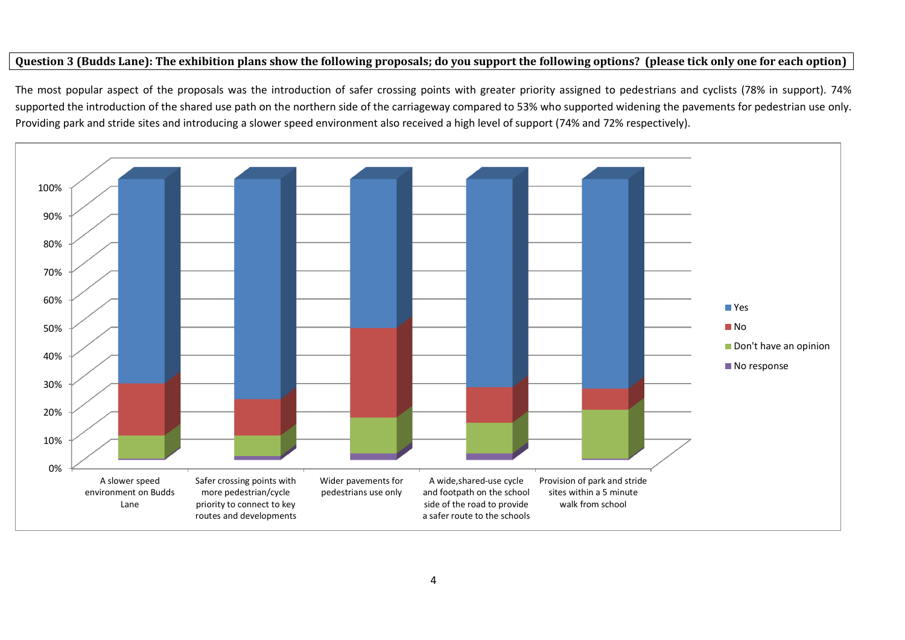**Question 3 (Budds Lane): The exhibition plans show the following proposals; do you support the following options? (please tick only one for each option)**

The most popular aspect of the proposals was the introduction of safer crossing points with greater priority assigned to pedestrians and cyclists (78% in support). 74% supported the introduction of the shared use path on the northern side of the carriageway compared to 53% who supported widening the pavements for pedestrian use only. Providing park and stride sites and introducing a slower speed environment also received a high level of support (74% and 72% respectively).

100%
90%
80%
70%
60%
50%
40%
30%
20%
10%
0%

A slower speed environment on Budds Lane

Safer crossing points with more pedestrian/cycle priority to connect to key routes and developments

Wider pavements for pedestrians use only

A wide,shared-use cycle and footpath on the school side of the road to provide a safer route to the schools

Provision of park and stride sites within a 5 minute walk from school

Yes
No
Don't have an opinion
No response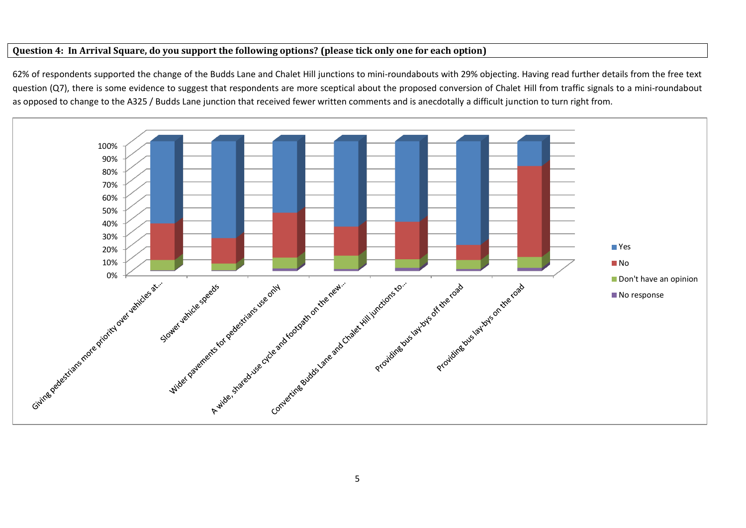**Question 4: In Arrival Square, do you support the following options? (please tick only one for each option)**

62% of respondents supported the change of the Budds Lane and Chalet Hill junctions to mini-roundabouts with 29% objecting. Having read further details from the free text question (Q7), there is some evidence to suggest that respondents are more sceptical about the proposed conversion of Chalet Hill from traffic signals to a mini-roundabout as opposed to change to the A325 / Budds Lane junction that received fewer written comments and is anecdotally a difficult junction to turn right from.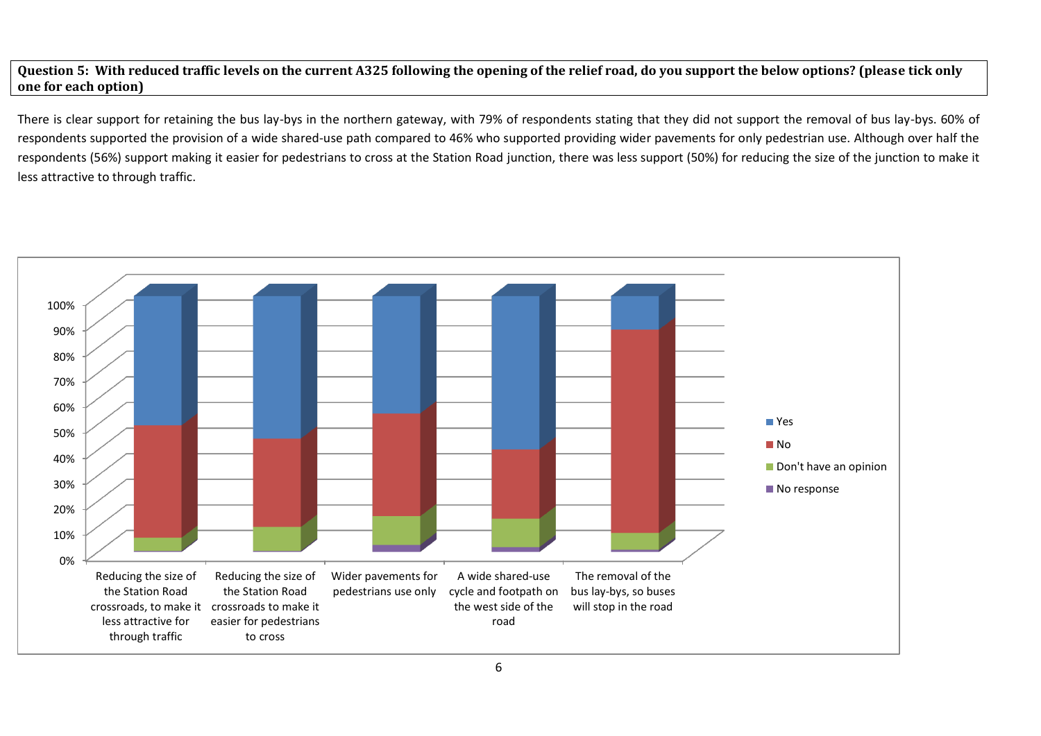**Question 5: With reduced traffic levels on the current A325 following the opening of the relief road, do you support the below options? (please tick only one for each option)**

There is clear support for retaining the bus lay-bys in the northern gateway, with 79% of respondents stating that they did not support the removal of bus lay-bys. 60% of respondents supported the provision of a wide shared-use path compared to 46% who supported providing wider pavements for only pedestrian use. Although over half the respondents (56%) support making it easier for pedestrians to cross at the Station Road junction, there was less support (50%) for reducing the size of the junction to make it less attractive to through traffic.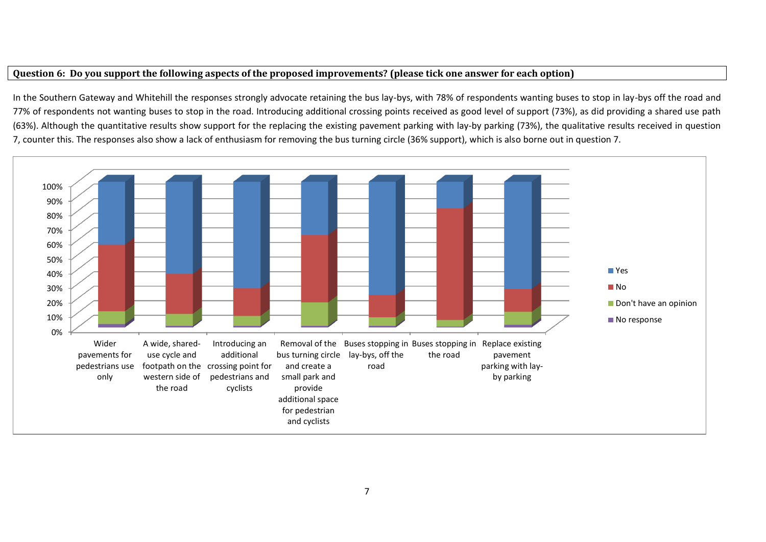**Question 6: Do you support the following aspects of the proposed improvements? (please tick one answer for each option)**

In the Southern Gateway and Whitehill the responses strongly advocate retaining the bus lay-bys, with 78% of respondents wanting buses to stop in lay-bys off the road and 77% of respondents not wanting buses to stop in the road. Introducing additional crossing points received as good level of support (73%), as did providing a shared use path (63%). Although the quantitative results show support for the replacing the existing pavement parking with lay-by parking (73%), the qualitative results received in question 7, counter this. The responses also show a lack of enthusiasm for removing the bus turning circle (36% support), which is also borne out in question 7.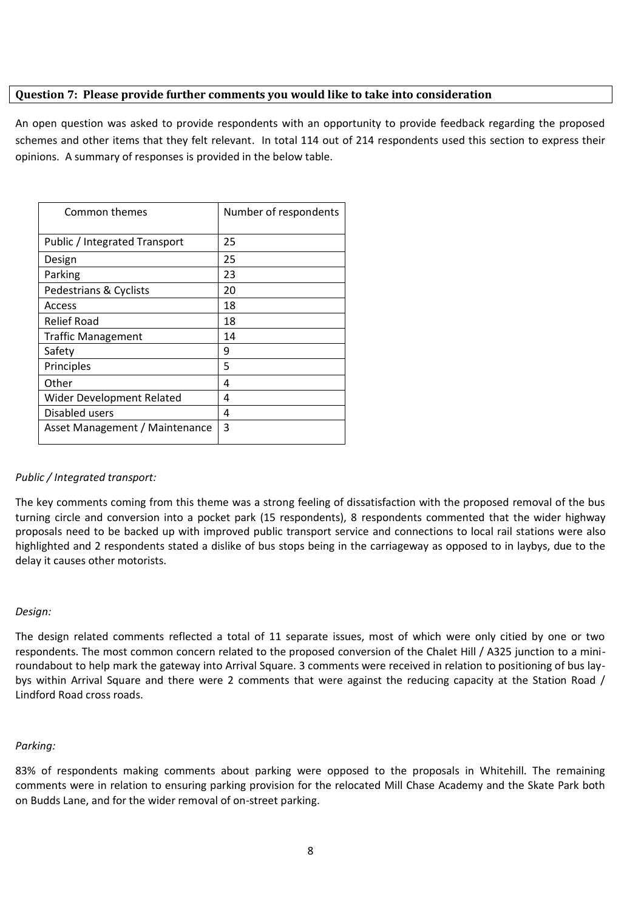**Question 7: Please provide further comments you would like to take into consideration**

An open question was asked to provide respondents with an opportunity to provide feedback regarding the proposed schemes and other items that they felt relevant. In total 114 out of 214 respondents used this section to express their opinions. A summary of responses is provided in the below table.

| Common themes | Number of respondents |
|---|---|
| Public / Integrated Transport | 25 |
| Design | 25 |
| Parking | 23 |
| Pedestrians & Cyclists | 20 |
| Access | 18 |
| Relief Road | 18 |
| Traffic Management | 14 |
| Safety | 9 |
| Principles | 5 |
| Other | 4 |
| Wider Development Related | 4 |
| Disabled users | 4 |
| Asset Management / Maintenance | 3 |

*Public / Integrated transport:*

The key comments coming from this theme was a strong feeling of dissatisfaction with the proposed removal of the bus turning circle and conversion into a pocket park (15 respondents), 8 respondents commented that the wider highway proposals need to be backed up with improved public transport service and connections to local rail stations were also highlighted and 2 respondents stated a dislike of bus stops being in the carriageway as opposed to in laybys, due to the delay it causes other motorists.

*Design:*

The design related comments reflected a total of 11 separate issues, most of which were only citied by one or two respondents. The most common concern related to the proposed conversion of the Chalet Hill / A325 junction to a mini-roundabout to help mark the gateway into Arrival Square. 3 comments were received in relation to positioning of bus lay-bys within Arrival Square and there were 2 comments that were against the reducing capacity at the Station Road / Lindford Road cross roads.

*Parking:*

83% of respondents making comments about parking were opposed to the proposals in Whitehill. The remaining comments were in relation to ensuring parking provision for the relocated Mill Chase Academy and the Skate Park both on Budds Lane, and for the wider removal of on-street parking.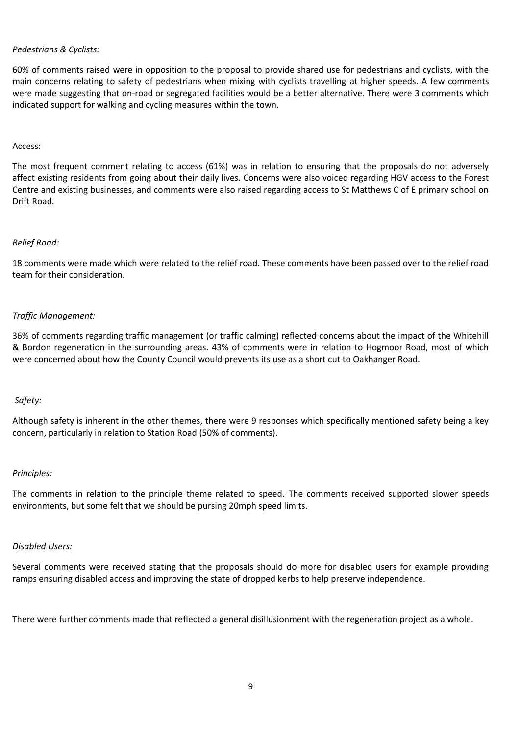*Pedestrians & Cyclists:*

60% of comments raised were in opposition to the proposal to provide shared use for pedestrians and cyclists, with the main concerns relating to safety of pedestrians when mixing with cyclists travelling at higher speeds. A few comments were made suggesting that on-road or segregated facilities would be a better alternative. There were 3 comments which indicated support for walking and cycling measures within the town.

Access:

The most frequent comment relating to access (61%) was in relation to ensuring that the proposals do not adversely affect existing residents from going about their daily lives. Concerns were also voiced regarding HGV access to the Forest Centre and existing businesses, and comments were also raised regarding access to St Matthews C of E primary school on Drift Road.

*Relief Road:*

18 comments were made which were related to the relief road. These comments have been passed over to the relief road team for their consideration.

*Traffic Management:*

36% of comments regarding traffic management (or traffic calming) reflected concerns about the impact of the Whitehill & Bordon regeneration in the surrounding areas. 43% of comments were in relation to Hogmoor Road, most of which were concerned about how the County Council would prevents its use as a short cut to Oakhanger Road.

*Safety:*

Although safety is inherent in the other themes, there were 9 responses which specifically mentioned safety being a key concern, particularly in relation to Station Road (50% of comments).

*Principles:*

The comments in relation to the principle theme related to speed. The comments received supported slower speeds environments, but some felt that we should be pursing 20mph speed limits.

*Disabled Users:*

Several comments were received stating that the proposals should do more for disabled users for example providing ramps ensuring disabled access and improving the state of dropped kerbs to help preserve independence.

There were further comments made that reflected a general disillusionment with the regeneration project as a whole.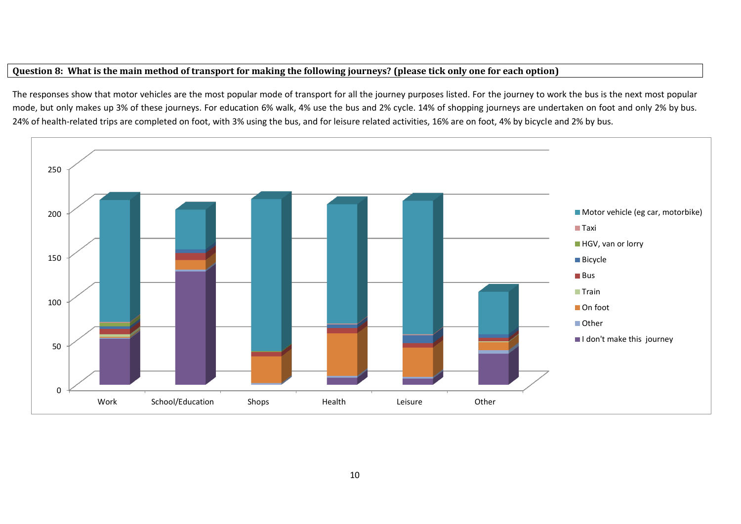**Question 8: What is the main method of transport for making the following journeys? (please tick only one for each option)**

The responses show that motor vehicles are the most popular mode of transport for all the journey purposes listed. For the journey to work the bus is the next most popular mode, but only makes up 3% of these journeys. For education 6% walk, 4% use the bus and 2% cycle. 14% of shopping journeys are undertaken on foot and only 2% by bus. 24% of health-related trips are completed on foot, with 3% using the bus, and for leisure related activities, 16% are on foot, 4% by bicycle and 2% by bus.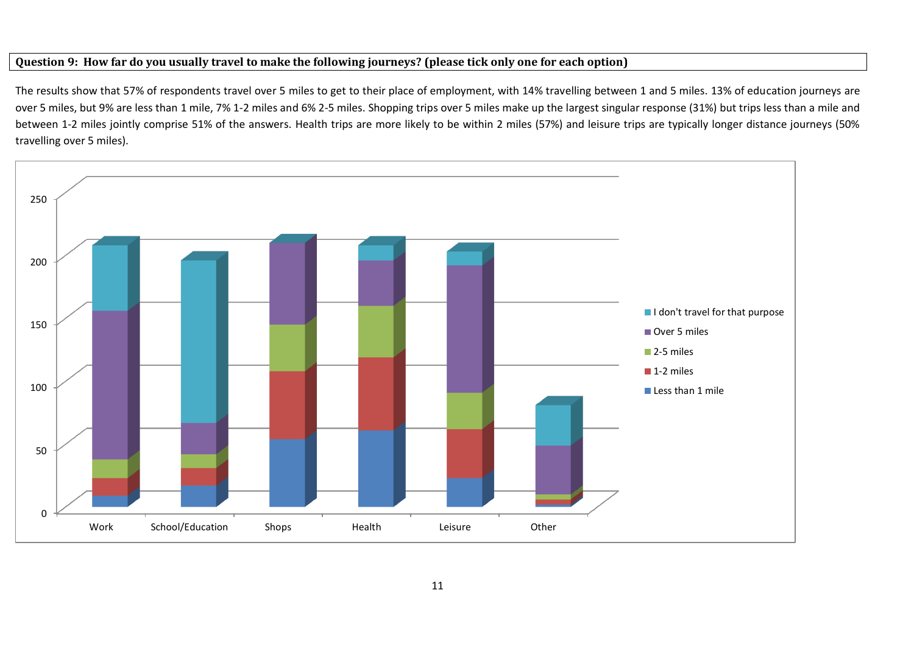**Question 9: How far do you usually travel to make the following journeys? (please tick only one for each option)**

The results show that 57% of respondents travel over 5 miles to get to their place of employment, with 14% travelling between 1 and 5 miles. 13% of education journeys are over 5 miles, but 9% are less than 1 mile, 7% 1-2 miles and 6% 2-5 miles. Shopping trips over 5 miles make up the largest singular response (31%) but trips less than a mile and between 1-2 miles jointly comprise 51% of the answers. Health trips are more likely to be within 2 miles (57%) and leisure trips are typically longer distance journeys (50% travelling over 5 miles).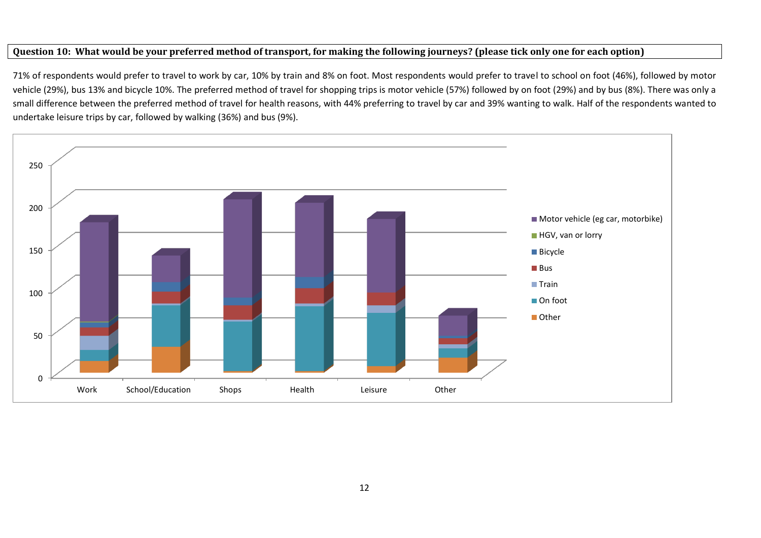**Question 10: What would be your preferred method of transport, for making the following journeys? (please tick only one for each option)**

71% of respondents would prefer to travel to work by car, 10% by train and 8% on foot. Most respondents would prefer to travel to school on foot (46%), followed by motor vehicle (29%), bus 13% and bicycle 10%. The preferred method of travel for shopping trips is motor vehicle (57%) followed by on foot (29%) and by bus (8%). There was only a small difference between the preferred method of travel for health reasons, with 44% preferring to travel by car and 39% wanting to walk. Half of the respondents wanted to undertake leisure trips by car, followed by walking (36%) and bus (9%).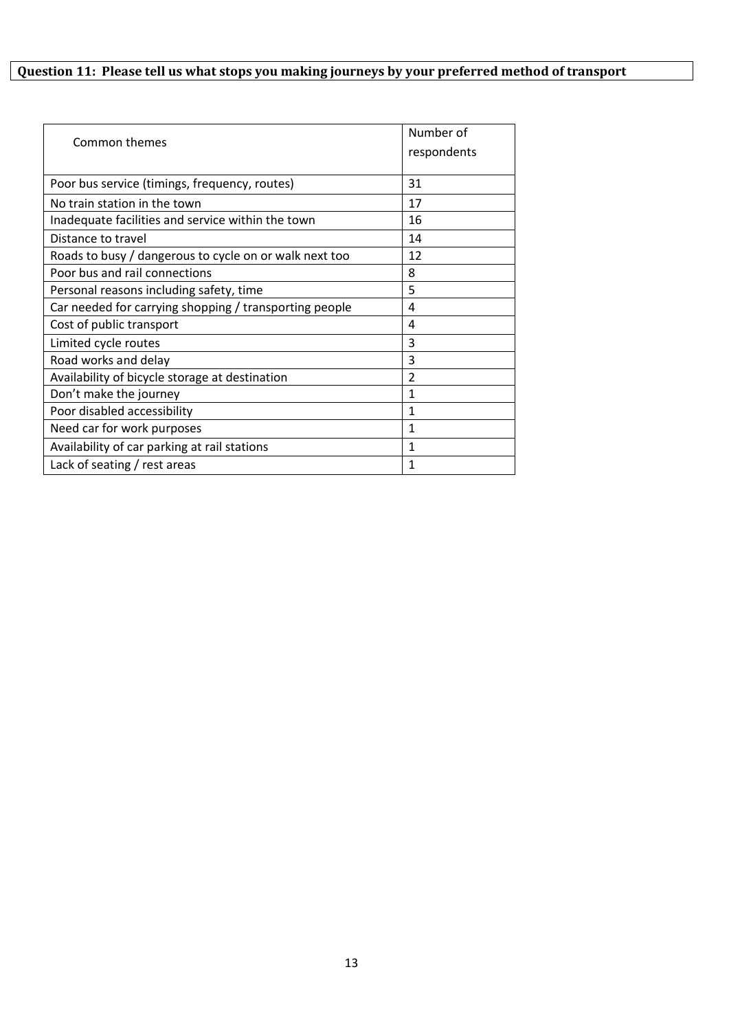**Question 11: Please tell us what stops you making journeys by your preferred method of transport**

| Common themes | Number of respondents |
|---|---|
| Poor bus service (timings, frequency, routes) | 31 |
| No train station in the town | 17 |
| Inadequate facilities and service within the town | 16 |
| Distance to travel | 14 |
| Roads to busy / dangerous to cycle on or walk next too | 12 |
| Poor bus and rail connections | 8 |
| Personal reasons including safety, time | 5 |
| Car needed for carrying shopping / transporting people | 4 |
| Cost of public transport | 4 |
| Limited cycle routes | 3 |
| Road works and delay | 3 |
| Availability of bicycle storage at destination | 2 |
| Don’t make the journey | 1 |
| Poor disabled accessibility | 1 |
| Need car for work purposes | 1 |
| Availability of car parking at rail stations | 1 |
| Lack of seating / rest areas | 1 |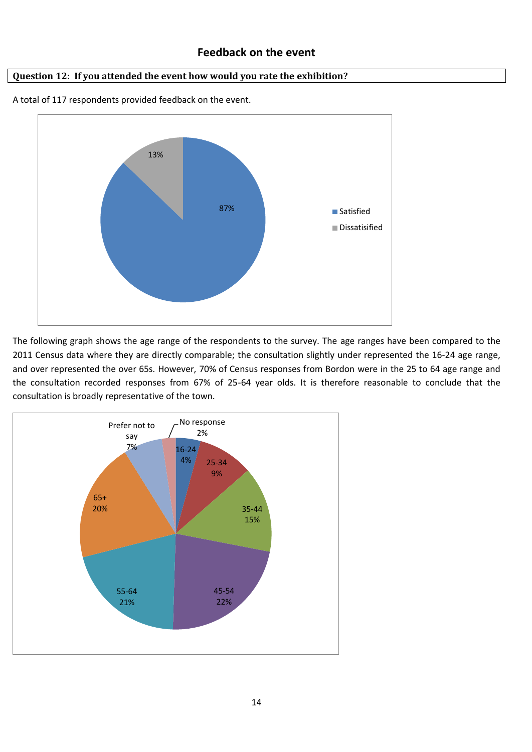## Feedback on the event

**Question 12: If you attended the event how would you rate the exhibition?**

A total of 117 respondents provided feedback on the event.

13%

87%

Satisfied

Dissatisified

The following graph shows the age range of the respondents to the survey. The age ranges have been compared to the 2011 Census data where they are directly comparable; the consultation slightly under represented the 16-24 age range, and over represented the over 65s. However, 70% of Census responses from Bordon were in the 25 to 64 age range and the consultation recorded responses from 67% of 25-64 year olds. It is therefore reasonable to conclude that the consultation is broadly representative of the town.

No response 2%

Prefer not to say 7%

16-24 4%

25-34 9%

35-44 15%

45-54 22%

55-64 21%

65+ 20%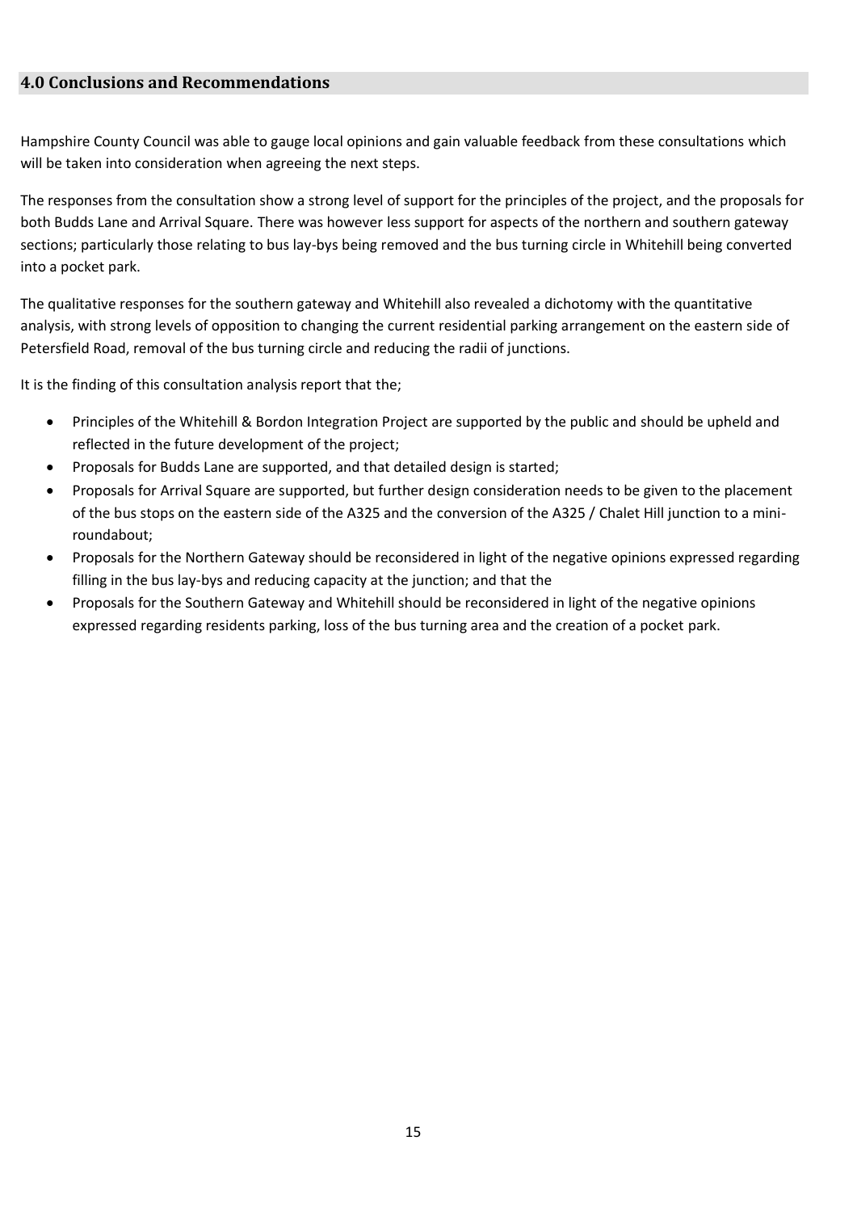## 4.0 Conclusions and Recommendations

Hampshire County Council was able to gauge local opinions and gain valuable feedback from these consultations which will be taken into consideration when agreeing the next steps.

The responses from the consultation show a strong level of support for the principles of the project, and the proposals for both Budds Lane and Arrival Square. There was however less support for aspects of the northern and southern gateway sections; particularly those relating to bus lay-bys being removed and the bus turning circle in Whitehill being converted into a pocket park.

The qualitative responses for the southern gateway and Whitehill also revealed a dichotomy with the quantitative analysis, with strong levels of opposition to changing the current residential parking arrangement on the eastern side of Petersfield Road, removal of the bus turning circle and reducing the radii of junctions.

It is the finding of this consultation analysis report that the;

- Principles of the Whitehill & Bordon Integration Project are supported by the public and should be upheld and reflected in the future development of the project;
- Proposals for Budds Lane are supported, and that detailed design is started;
- Proposals for Arrival Square are supported, but further design consideration needs to be given to the placement of the bus stops on the eastern side of the A325 and the conversion of the A325 / Chalet Hill junction to a mini-roundabout;
- Proposals for the Northern Gateway should be reconsidered in light of the negative opinions expressed regarding filling in the bus lay-bys and reducing capacity at the junction; and that the
- Proposals for the Southern Gateway and Whitehill should be reconsidered in light of the negative opinions expressed regarding residents parking, loss of the bus turning area and the creation of a pocket park.